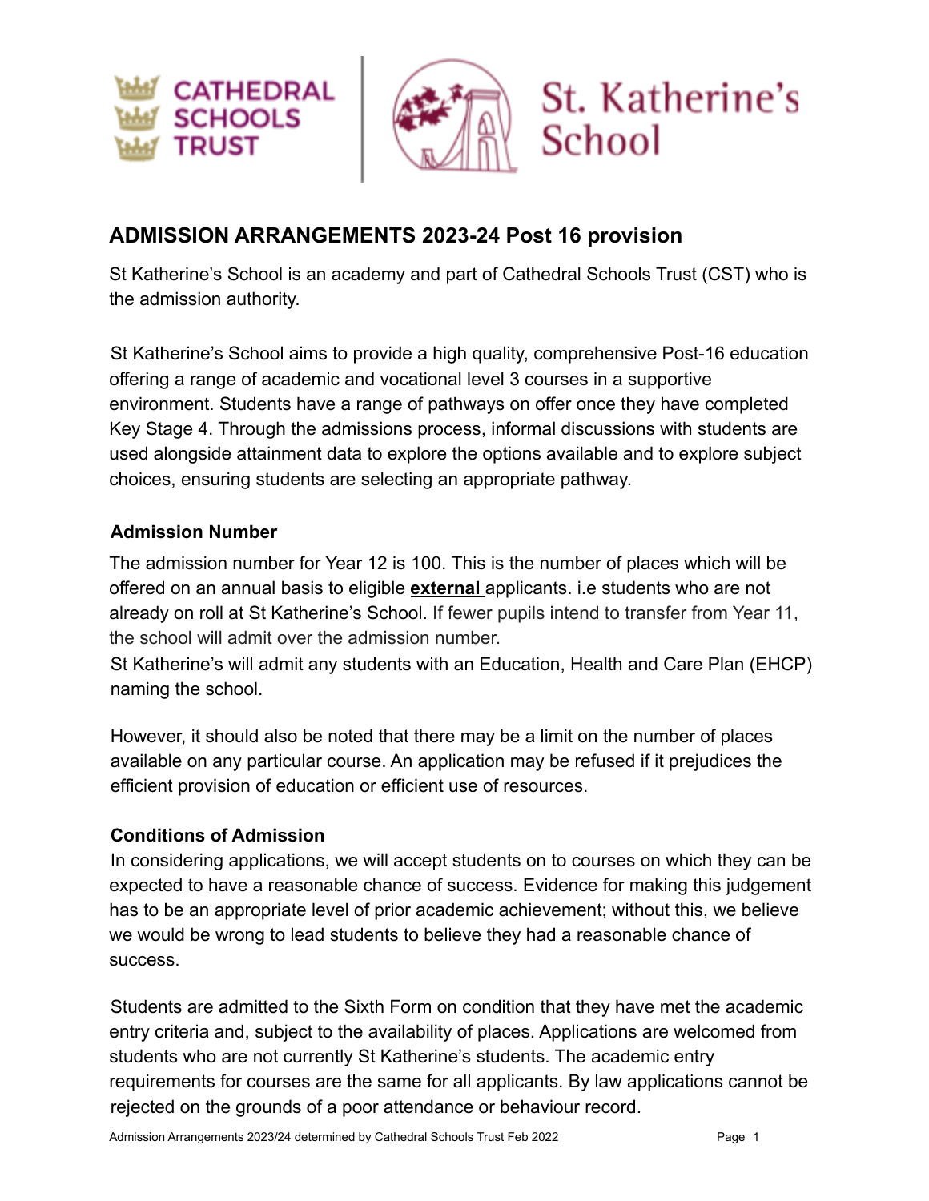CATHEDRAL SCHOOLS TRUST | St. Katherine's School

# ADMISSION ARRANGEMENTS 2023-24 Post 16 provision

St Katherine's School is an academy and part of Cathedral Schools Trust (CST) who is the admission authority.

St Katherine's School aims to provide a high quality, comprehensive Post-16 education offering a range of academic and vocational level 3 courses in a supportive environment. Students have a range of pathways on offer once they have completed Key Stage 4. Through the admissions process, informal discussions with students are used alongside attainment data to explore the options available and to explore subject choices, ensuring students are selecting an appropriate pathway.

## Admission Number

The admission number for Year 12 is 100. This is the number of places which will be offered on an annual basis to eligible **external** applicants. i.e students who are not already on roll at St Katherine's School. If fewer pupils intend to transfer from Year 11, the school will admit over the admission number.

St Katherine's will admit any students with an Education, Health and Care Plan (EHCP) naming the school.

However, it should also be noted that there may be a limit on the number of places available on any particular course. An application may be refused if it prejudices the efficient provision of education or efficient use of resources.

## Conditions of Admission

In considering applications, we will accept students on to courses on which they can be expected to have a reasonable chance of success. Evidence for making this judgement has to be an appropriate level of prior academic achievement; without this, we believe we would be wrong to lead students to believe they had a reasonable chance of success.

Students are admitted to the Sixth Form on condition that they have met the academic entry criteria and, subject to the availability of places. Applications are welcomed from students who are not currently St Katherine's students. The academic entry requirements for courses are the same for all applicants. By law applications cannot be rejected on the grounds of a poor attendance or behaviour record.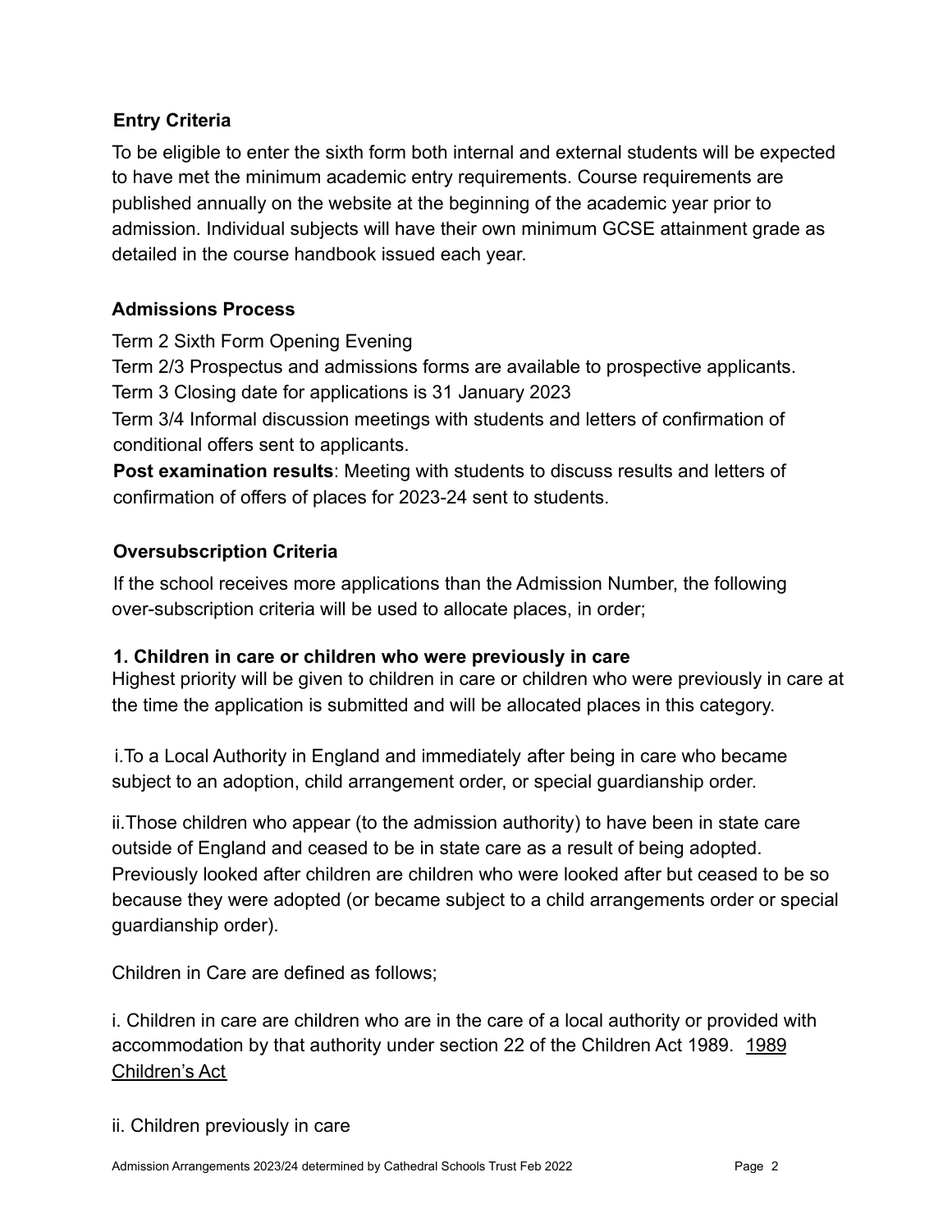### Entry Criteria

To be eligible to enter the sixth form both internal and external students will be expected to have met the minimum academic entry requirements. Course requirements are published annually on the website at the beginning of the academic year prior to admission. Individual subjects will have their own minimum GCSE attainment grade as detailed in the course handbook issued each year.

### Admissions Process

Term 2 Sixth Form Opening Evening

Term 2/3 Prospectus and admissions forms are available to prospective applicants.

Term 3 Closing date for applications is 31 January 2023

Term 3/4 Informal discussion meetings with students and letters of confirmation of conditional offers sent to applicants.

**Post examination results**: Meeting with students to discuss results and letters of confirmation of offers of places for 2023-24 sent to students.

### Oversubscription Criteria

If the school receives more applications than the Admission Number, the following over-subscription criteria will be used to allocate places, in order;

**1. Children in care or children who were previously in care**

Highest priority will be given to children in care or children who were previously in care at the time the application is submitted and will be allocated places in this category.

i.To a Local Authority in England and immediately after being in care who became subject to an adoption, child arrangement order, or special guardianship order.

ii.Those children who appear (to the admission authority) to have been in state care outside of England and ceased to be in state care as a result of being adopted. Previously looked after children are children who were looked after but ceased to be so because they were adopted (or became subject to a child arrangements order or special guardianship order).

Children in Care are defined as follows;

i. Children in care are children who are in the care of a local authority or provided with accommodation by that authority under section 22 of the Children Act 1989. 1989 Children's Act

ii. Children previously in care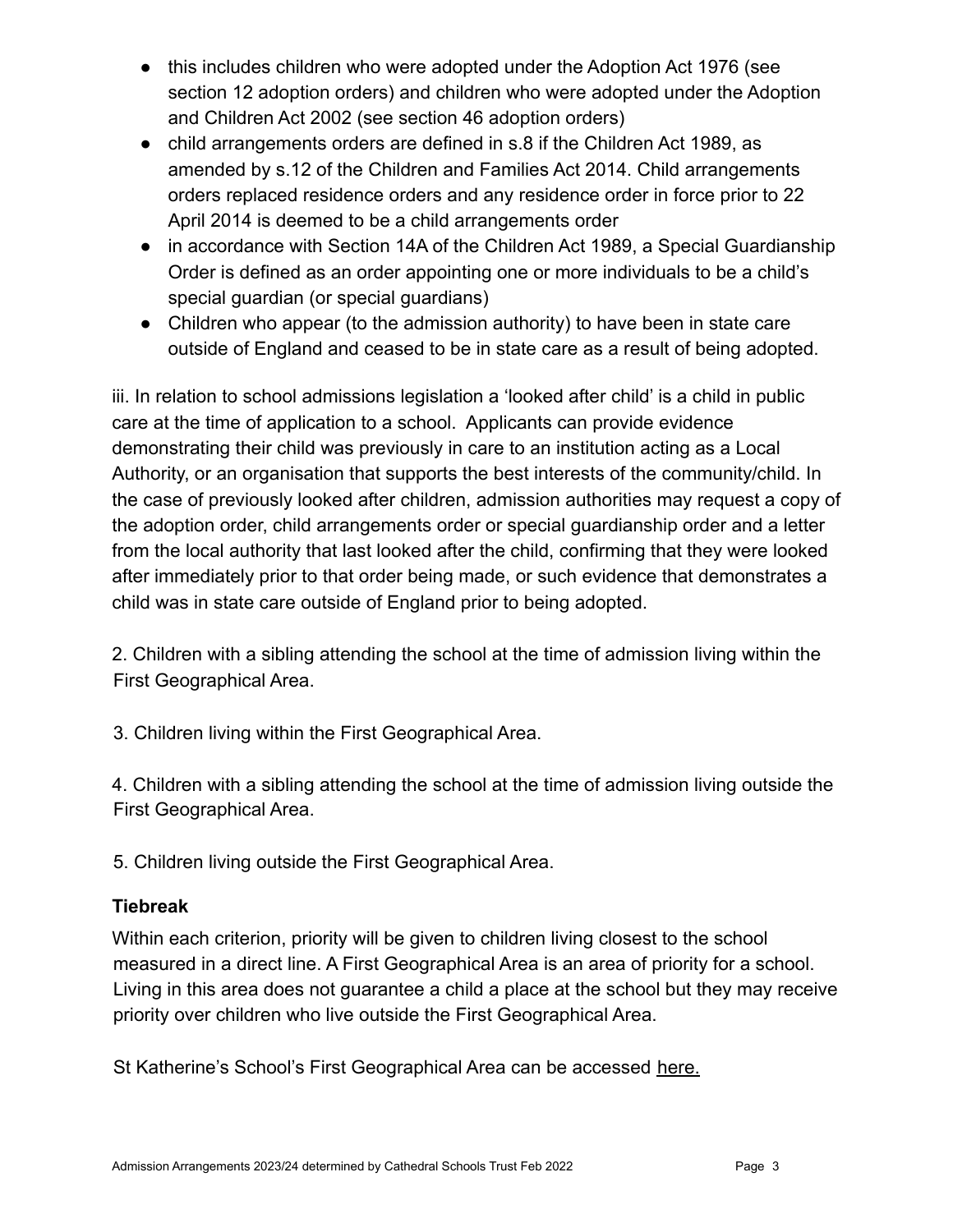- this includes children who were adopted under the Adoption Act 1976 (see section 12 adoption orders) and children who were adopted under the Adoption and Children Act 2002 (see section 46 adoption orders)
- child arrangements orders are defined in s.8 if the Children Act 1989, as amended by s.12 of the Children and Families Act 2014. Child arrangements orders replaced residence orders and any residence order in force prior to 22 April 2014 is deemed to be a child arrangements order
- in accordance with Section 14A of the Children Act 1989, a Special Guardianship Order is defined as an order appointing one or more individuals to be a child's special guardian (or special guardians)
- Children who appear (to the admission authority) to have been in state care outside of England and ceased to be in state care as a result of being adopted.

iii. In relation to school admissions legislation a 'looked after child' is a child in public care at the time of application to a school. Applicants can provide evidence demonstrating their child was previously in care to an institution acting as a Local Authority, or an organisation that supports the best interests of the community/child. In the case of previously looked after children, admission authorities may request a copy of the adoption order, child arrangements order or special guardianship order and a letter from the local authority that last looked after the child, confirming that they were looked after immediately prior to that order being made, or such evidence that demonstrates a child was in state care outside of England prior to being adopted.

2. Children with a sibling attending the school at the time of admission living within the First Geographical Area.

3. Children living within the First Geographical Area.

4. Children with a sibling attending the school at the time of admission living outside the First Geographical Area.

5. Children living outside the First Geographical Area.

**Tiebreak**

Within each criterion, priority will be given to children living closest to the school measured in a direct line. A First Geographical Area is an area of priority for a school. Living in this area does not guarantee a child a place at the school but they may receive priority over children who live outside the First Geographical Area.

St Katherine's School's First Geographical Area can be accessed here.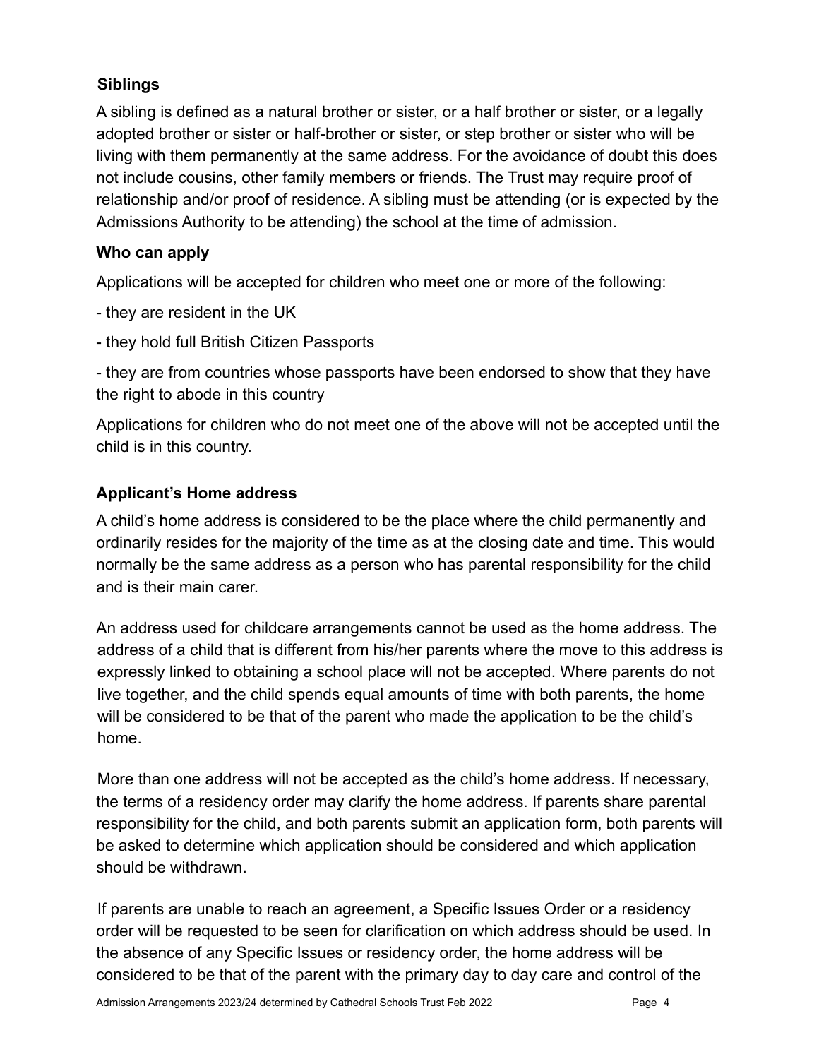### Siblings

A sibling is defined as a natural brother or sister, or a half brother or sister, or a legally adopted brother or sister or half-brother or sister, or step brother or sister who will be living with them permanently at the same address. For the avoidance of doubt this does not include cousins, other family members or friends. The Trust may require proof of relationship and/or proof of residence. A sibling must be attending (or is expected by the Admissions Authority to be attending) the school at the time of admission.

### Who can apply

Applications will be accepted for children who meet one or more of the following:

- they are resident in the UK
- they hold full British Citizen Passports
- they are from countries whose passports have been endorsed to show that they have the right to abode in this country

Applications for children who do not meet one of the above will not be accepted until the child is in this country.

### Applicant's Home address

A child's home address is considered to be the place where the child permanently and ordinarily resides for the majority of the time as at the closing date and time. This would normally be the same address as a person who has parental responsibility for the child and is their main carer.

An address used for childcare arrangements cannot be used as the home address. The address of a child that is different from his/her parents where the move to this address is expressly linked to obtaining a school place will not be accepted. Where parents do not live together, and the child spends equal amounts of time with both parents, the home will be considered to be that of the parent who made the application to be the child's home.

More than one address will not be accepted as the child's home address. If necessary, the terms of a residency order may clarify the home address. If parents share parental responsibility for the child, and both parents submit an application form, both parents will be asked to determine which application should be considered and which application should be withdrawn.

If parents are unable to reach an agreement, a Specific Issues Order or a residency order will be requested to be seen for clarification on which address should be used. In the absence of any Specific Issues or residency order, the home address will be considered to be that of the parent with the primary day to day care and control of the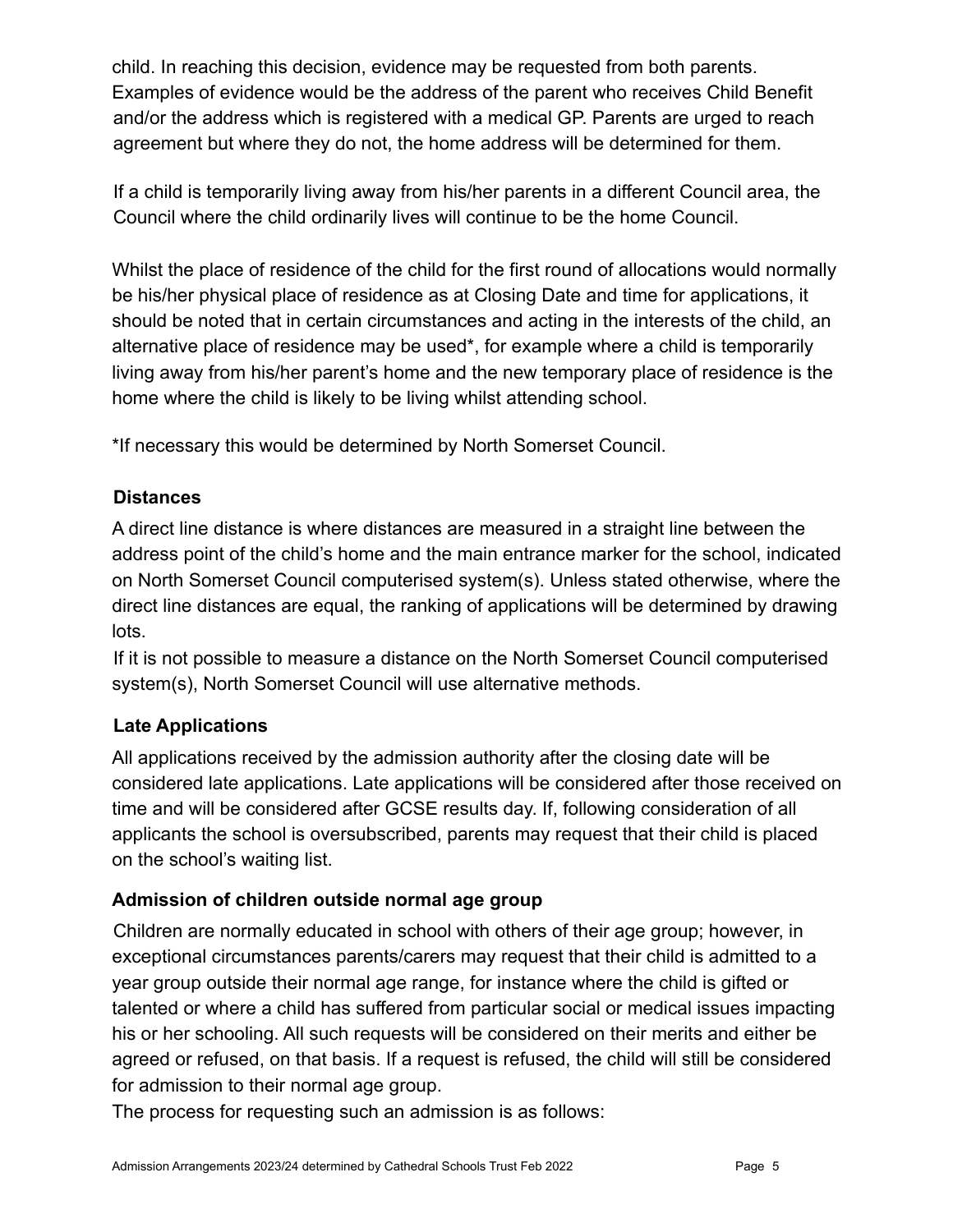child. In reaching this decision, evidence may be requested from both parents. Examples of evidence would be the address of the parent who receives Child Benefit and/or the address which is registered with a medical GP. Parents are urged to reach agreement but where they do not, the home address will be determined for them.

If a child is temporarily living away from his/her parents in a different Council area, the Council where the child ordinarily lives will continue to be the home Council.

Whilst the place of residence of the child for the first round of allocations would normally be his/her physical place of residence as at Closing Date and time for applications, it should be noted that in certain circumstances and acting in the interests of the child, an alternative place of residence may be used*, for example where a child is temporarily living away from his/her parent's home and the new temporary place of residence is the home where the child is likely to be living whilst attending school.

*If necessary this would be determined by North Somerset Council.

**Distances**

A direct line distance is where distances are measured in a straight line between the address point of the child's home and the main entrance marker for the school, indicated on North Somerset Council computerised system(s). Unless stated otherwise, where the direct line distances are equal, the ranking of applications will be determined by drawing lots.

If it is not possible to measure a distance on the North Somerset Council computerised system(s), North Somerset Council will use alternative methods.

**Late Applications**

All applications received by the admission authority after the closing date will be considered late applications. Late applications will be considered after those received on time and will be considered after GCSE results day. If, following consideration of all applicants the school is oversubscribed, parents may request that their child is placed on the school's waiting list.

**Admission of children outside normal age group**

Children are normally educated in school with others of their age group; however, in exceptional circumstances parents/carers may request that their child is admitted to a year group outside their normal age range, for instance where the child is gifted or talented or where a child has suffered from particular social or medical issues impacting his or her schooling. All such requests will be considered on their merits and either be agreed or refused, on that basis. If a request is refused, the child will still be considered for admission to their normal age group.

The process for requesting such an admission is as follows: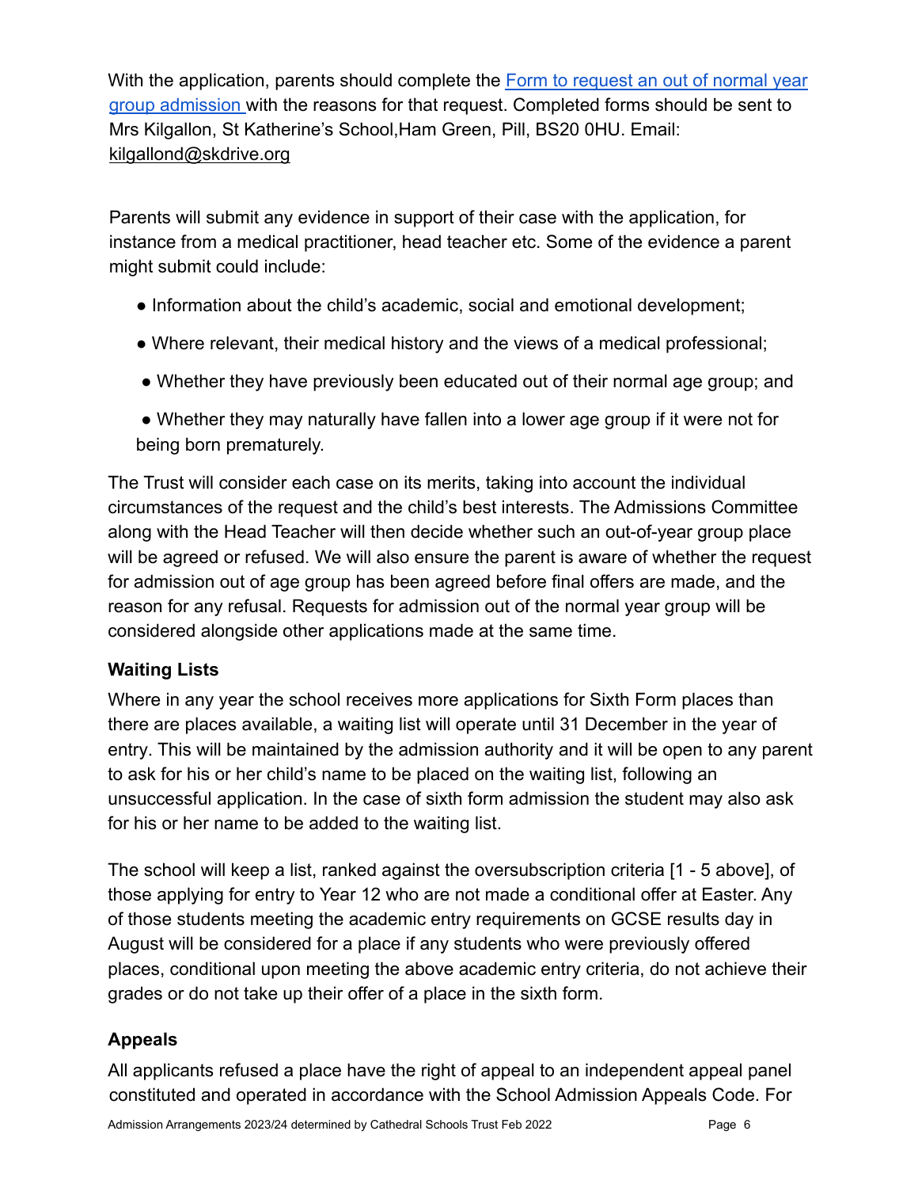With the application, parents should complete the [Form to request an out of normal year group admission](#) with the reasons for that request. Completed forms should be sent to Mrs Kilgallon, St Katherine's School,Ham Green, Pill, BS20 0HU. Email: kilgallond@skdrive.org

Parents will submit any evidence in support of their case with the application, for instance from a medical practitioner, head teacher etc. Some of the evidence a parent might submit could include:

- Information about the child's academic, social and emotional development;
- Where relevant, their medical history and the views of a medical professional;
- Whether they have previously been educated out of their normal age group; and
- Whether they may naturally have fallen into a lower age group if it were not for being born prematurely.

The Trust will consider each case on its merits, taking into account the individual circumstances of the request and the child's best interests. The Admissions Committee along with the Head Teacher will then decide whether such an out-of-year group place will be agreed or refused. We will also ensure the parent is aware of whether the request for admission out of age group has been agreed before final offers are made, and the reason for any refusal. Requests for admission out of the normal year group will be considered alongside other applications made at the same time.

### Waiting Lists

Where in any year the school receives more applications for Sixth Form places than there are places available, a waiting list will operate until 31 December in the year of entry. This will be maintained by the admission authority and it will be open to any parent to ask for his or her child's name to be placed on the waiting list, following an unsuccessful application. In the case of sixth form admission the student may also ask for his or her name to be added to the waiting list.

The school will keep a list, ranked against the oversubscription criteria [1 - 5 above], of those applying for entry to Year 12 who are not made a conditional offer at Easter. Any of those students meeting the academic entry requirements on GCSE results day in August will be considered for a place if any students who were previously offered places, conditional upon meeting the above academic entry criteria, do not achieve their grades or do not take up their offer of a place in the sixth form.

### Appeals

All applicants refused a place have the right of appeal to an independent appeal panel constituted and operated in accordance with the School Admission Appeals Code. For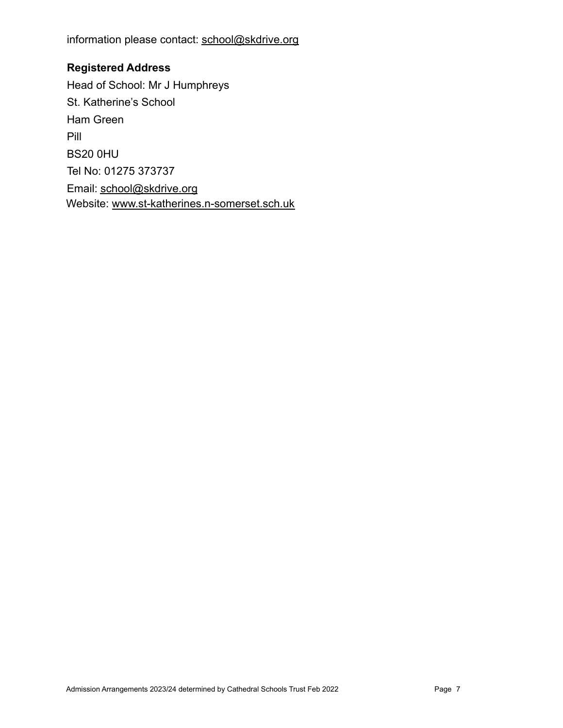information please contact: school@skdrive.org

**Registered Address**

Head of School: Mr J Humphreys

St. Katherine's School

Ham Green

Pill

BS20 0HU

Tel No: 01275 373737

Email: school@skdrive.org

Website: www.st-katherines.n-somerset.sch.uk